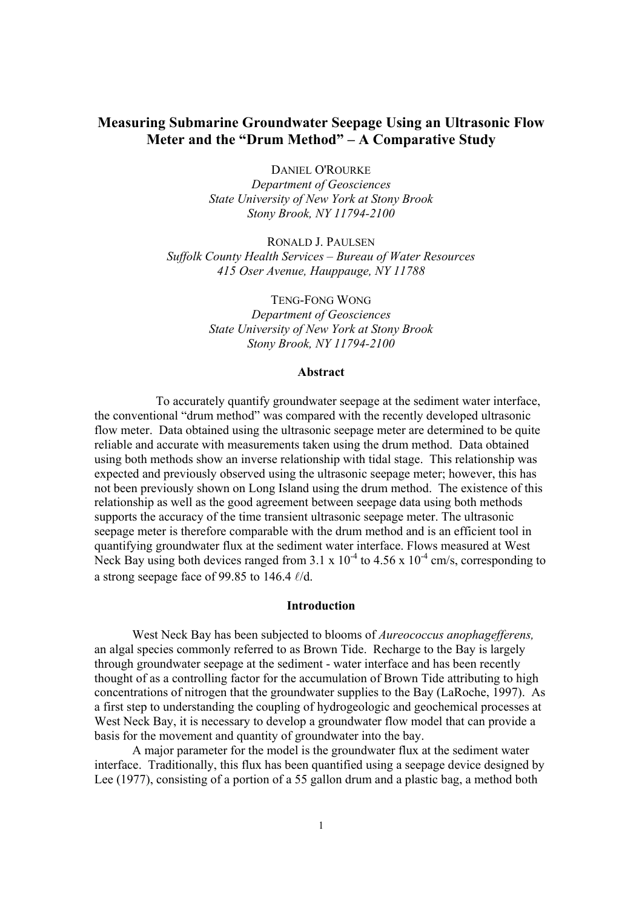# Measuring Submarine Groundwater Seepage Using an Ultrasonic Flow Meter and the "Drum Method" – A Comparative Study

DANIEL O'ROURKE
*Department of Geosciences*
*State University of New York at Stony Brook*
*Stony Brook, NY 11794-2100*

RONALD J. PAULSEN
*Suffolk County Health Services – Bureau of Water Resources*
*415 Oser Avenue, Hauppauge, NY 11788*

TENG-FONG WONG
*Department of Geosciences*
*State University of New York at Stony Brook*
*Stony Brook, NY 11794-2100*

## Abstract

To accurately quantify groundwater seepage at the sediment water interface, the conventional "drum method" was compared with the recently developed ultrasonic flow meter. Data obtained using the ultrasonic seepage meter are determined to be quite reliable and accurate with measurements taken using the drum method. Data obtained using both methods show an inverse relationship with tidal stage. This relationship was expected and previously observed using the ultrasonic seepage meter; however, this has not been previously shown on Long Island using the drum method. The existence of this relationship as well as the good agreement between seepage data using both methods supports the accuracy of the time transient ultrasonic seepage meter. The ultrasonic seepage meter is therefore comparable with the drum method and is an efficient tool in quantifying groundwater flux at the sediment water interface. Flows measured at West Neck Bay using both devices ranged from $3.1 \times 10^{-4}$ to $4.56 \times 10^{-4}$ cm/s, corresponding to a strong seepage face of 99.85 to 146.4 ℓ/d.

## Introduction

West Neck Bay has been subjected to blooms of *Aureococcus anophagefferens,* an algal species commonly referred to as Brown Tide. Recharge to the Bay is largely through groundwater seepage at the sediment - water interface and has been recently thought of as a controlling factor for the accumulation of Brown Tide attributing to high concentrations of nitrogen that the groundwater supplies to the Bay (LaRoche, 1997). As a first step to understanding the coupling of hydrogeologic and geochemical processes at West Neck Bay, it is necessary to develop a groundwater flow model that can provide a basis for the movement and quantity of groundwater into the bay.

A major parameter for the model is the groundwater flux at the sediment water interface. Traditionally, this flux has been quantified using a seepage device designed by Lee (1977), consisting of a portion of a 55 gallon drum and a plastic bag, a method both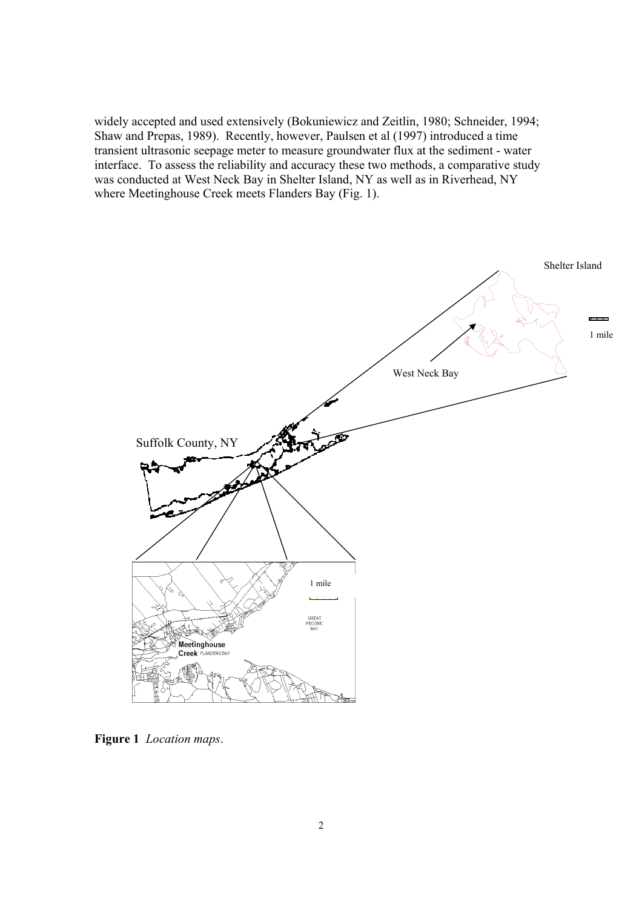widely accepted and used extensively (Bokuniewicz and Zeitlin, 1980; Schneider, 1994; Shaw and Prepas, 1989). Recently, however, Paulsen et al (1997) introduced a time transient ultrasonic seepage meter to measure groundwater flux at the sediment - water interface. To assess the reliability and accuracy these two methods, a comparative study was conducted at West Neck Bay in Shelter Island, NY as well as in Riverhead, NY where Meetinghouse Creek meets Flanders Bay (Fig. 1).

**Figure 1** *Location maps*.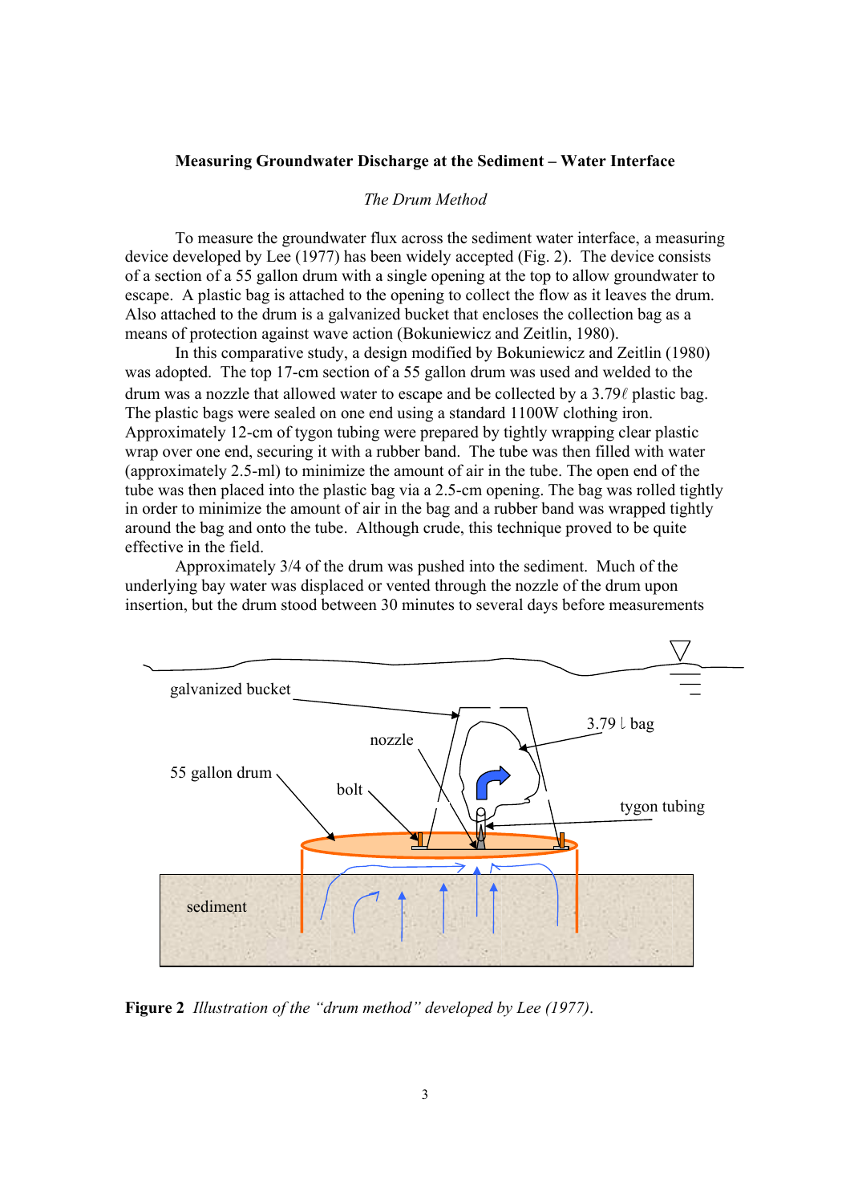**Measuring Groundwater Discharge at the Sediment – Water Interface**

*The Drum Method*

To measure the groundwater flux across the sediment water interface, a measuring device developed by Lee (1977) has been widely accepted (Fig. 2). The device consists of a section of a 55 gallon drum with a single opening at the top to allow groundwater to escape. A plastic bag is attached to the opening to collect the flow as it leaves the drum. Also attached to the drum is a galvanized bucket that encloses the collection bag as a means of protection against wave action (Bokuniewicz and Zeitlin, 1980).

In this comparative study, a design modified by Bokuniewicz and Zeitlin (1980) was adopted. The top 17-cm section of a 55 gallon drum was used and welded to the drum was a nozzle that allowed water to escape and be collected by a 3.79ℓ plastic bag. The plastic bags were sealed on one end using a standard 1100W clothing iron. Approximately 12-cm of tygon tubing were prepared by tightly wrapping clear plastic wrap over one end, securing it with a rubber band. The tube was then filled with water (approximately 2.5-ml) to minimize the amount of air in the tube. The open end of the tube was then placed into the plastic bag via a 2.5-cm opening. The bag was rolled tightly in order to minimize the amount of air in the bag and a rubber band was wrapped tightly around the bag and onto the tube. Although crude, this technique proved to be quite effective in the field.

Approximately 3/4 of the drum was pushed into the sediment. Much of the underlying bay water was displaced or vented through the nozzle of the drum upon insertion, but the drum stood between 30 minutes to several days before measurements

**Figure 2** *Illustration of the "drum method" developed by Lee (1977).*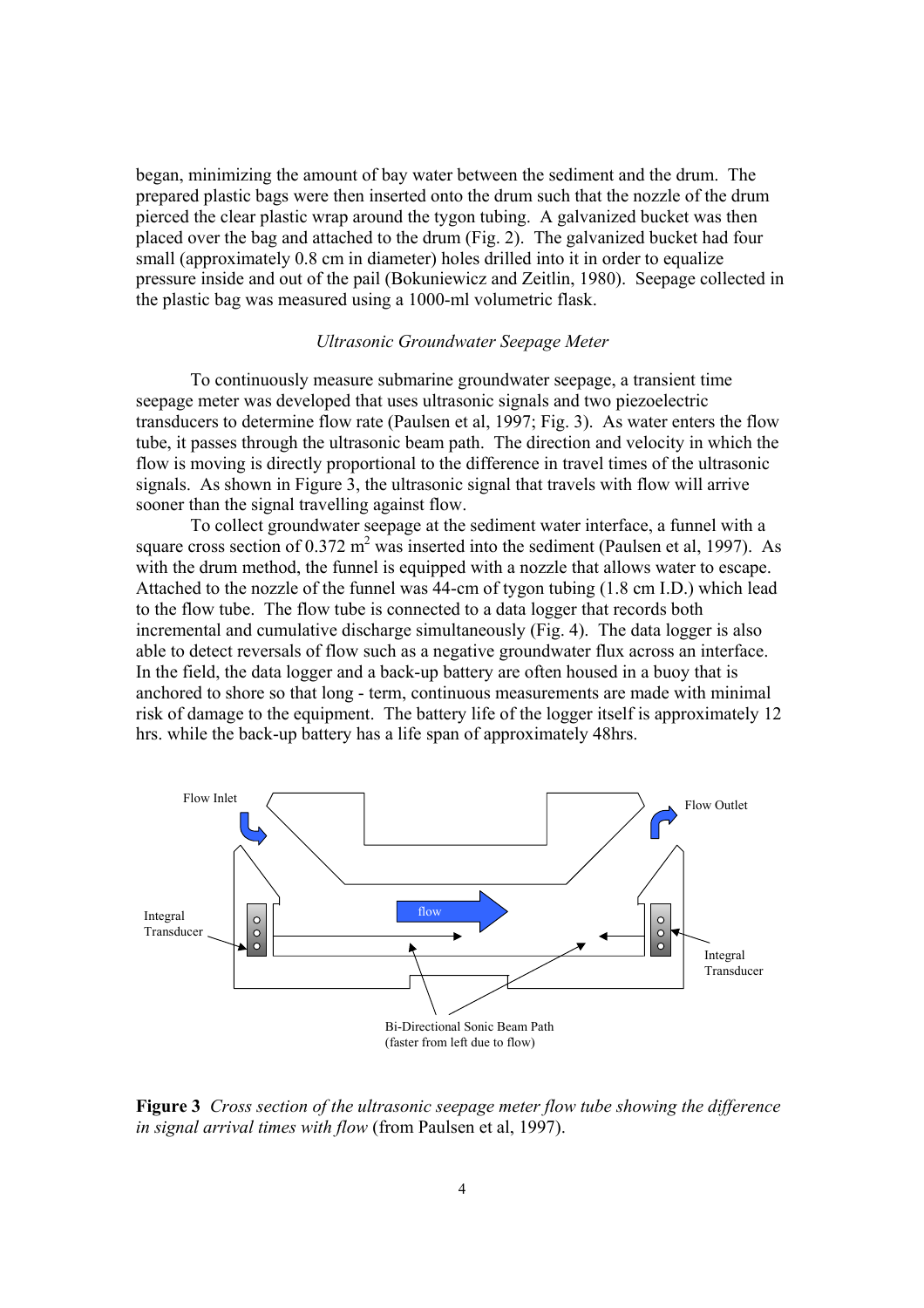began, minimizing the amount of bay water between the sediment and the drum. The prepared plastic bags were then inserted onto the drum such that the nozzle of the drum pierced the clear plastic wrap around the tygon tubing. A galvanized bucket was then placed over the bag and attached to the drum (Fig. 2). The galvanized bucket had four small (approximately 0.8 cm in diameter) holes drilled into it in order to equalize pressure inside and out of the pail (Bokuniewicz and Zeitlin, 1980). Seepage collected in the plastic bag was measured using a 1000-ml volumetric flask.

*Ultrasonic Groundwater Seepage Meter*

To continuously measure submarine groundwater seepage, a transient time seepage meter was developed that uses ultrasonic signals and two piezoelectric transducers to determine flow rate (Paulsen et al, 1997; Fig. 3). As water enters the flow tube, it passes through the ultrasonic beam path. The direction and velocity in which the flow is moving is directly proportional to the difference in travel times of the ultrasonic signals. As shown in Figure 3, the ultrasonic signal that travels with flow will arrive sooner than the signal travelling against flow.

To collect groundwater seepage at the sediment water interface, a funnel with a square cross section of 0.372 $m^2$ was inserted into the sediment (Paulsen et al, 1997). As with the drum method, the funnel is equipped with a nozzle that allows water to escape. Attached to the nozzle of the funnel was 44-cm of tygon tubing (1.8 cm I.D.) which lead to the flow tube. The flow tube is connected to a data logger that records both incremental and cumulative discharge simultaneously (Fig. 4). The data logger is also able to detect reversals of flow such as a negative groundwater flux across an interface. In the field, the data logger and a back-up battery are often housed in a buoy that is anchored to shore so that long - term, continuous measurements are made with minimal risk of damage to the equipment. The battery life of the logger itself is approximately 12 hrs. while the back-up battery has a life span of approximately 48hrs.

**Figure 3** *Cross section of the ultrasonic seepage meter flow tube showing the difference in signal arrival times with flow* (from Paulsen et al, 1997).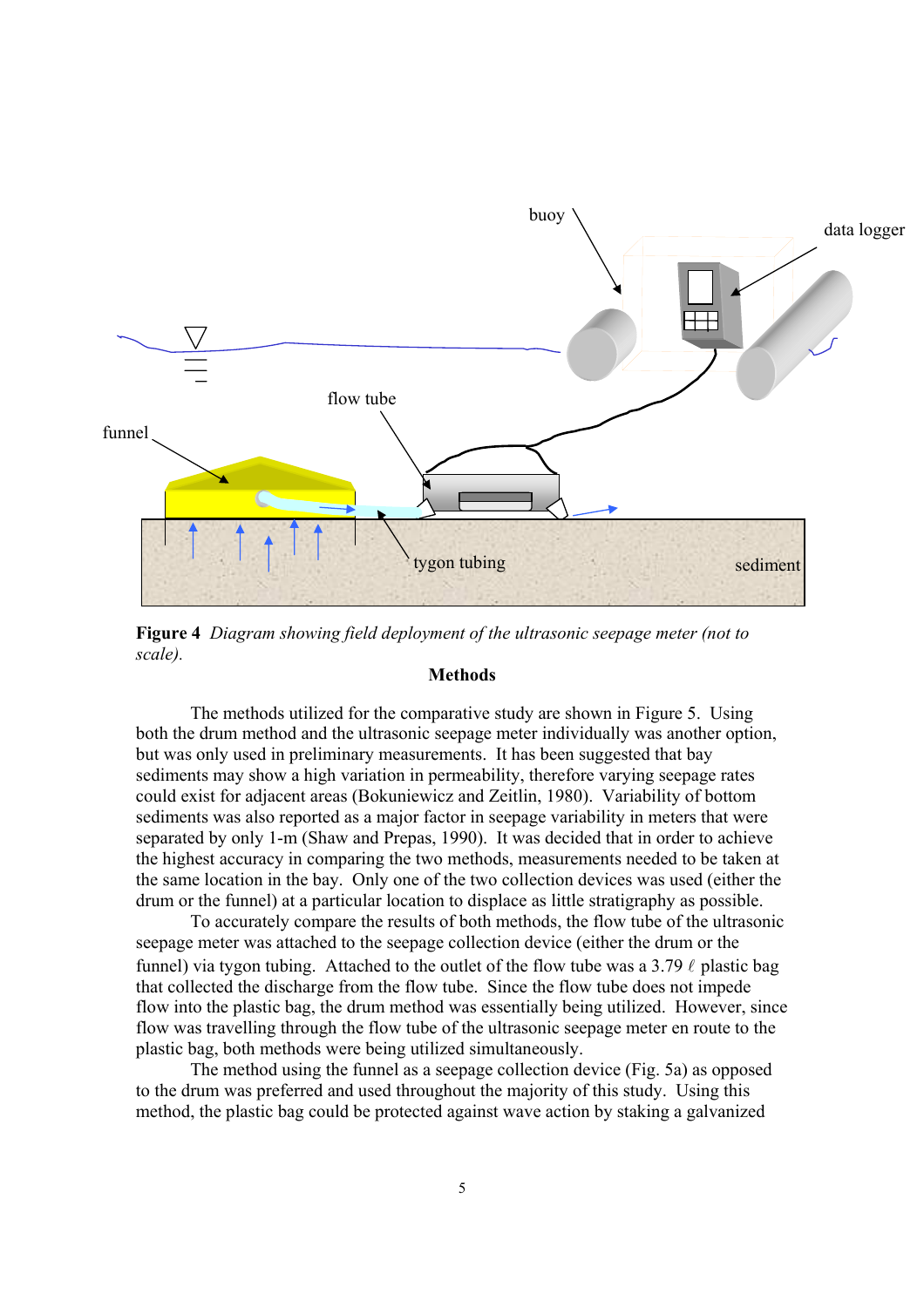**Figure 4** *Diagram showing field deployment of the ultrasonic seepage meter (not to scale).*

## Methods

The methods utilized for the comparative study are shown in Figure 5. Using both the drum method and the ultrasonic seepage meter individually was another option, but was only used in preliminary measurements. It has been suggested that bay sediments may show a high variation in permeability, therefore varying seepage rates could exist for adjacent areas (Bokuniewicz and Zeitlin, 1980). Variability of bottom sediments was also reported as a major factor in seepage variability in meters that were separated by only 1-m (Shaw and Prepas, 1990). It was decided that in order to achieve the highest accuracy in comparing the two methods, measurements needed to be taken at the same location in the bay. Only one of the two collection devices was used (either the drum or the funnel) at a particular location to displace as little stratigraphy as possible.

To accurately compare the results of both methods, the flow tube of the ultrasonic seepage meter was attached to the seepage collection device (either the drum or the funnel) via tygon tubing. Attached to the outlet of the flow tube was a 3.79 $\ell$ plastic bag that collected the discharge from the flow tube. Since the flow tube does not impede flow into the plastic bag, the drum method was essentially being utilized. However, since flow was travelling through the flow tube of the ultrasonic seepage meter en route to the plastic bag, both methods were being utilized simultaneously.

The method using the funnel as a seepage collection device (Fig. 5a) as opposed to the drum was preferred and used throughout the majority of this study. Using this method, the plastic bag could be protected against wave action by staking a galvanized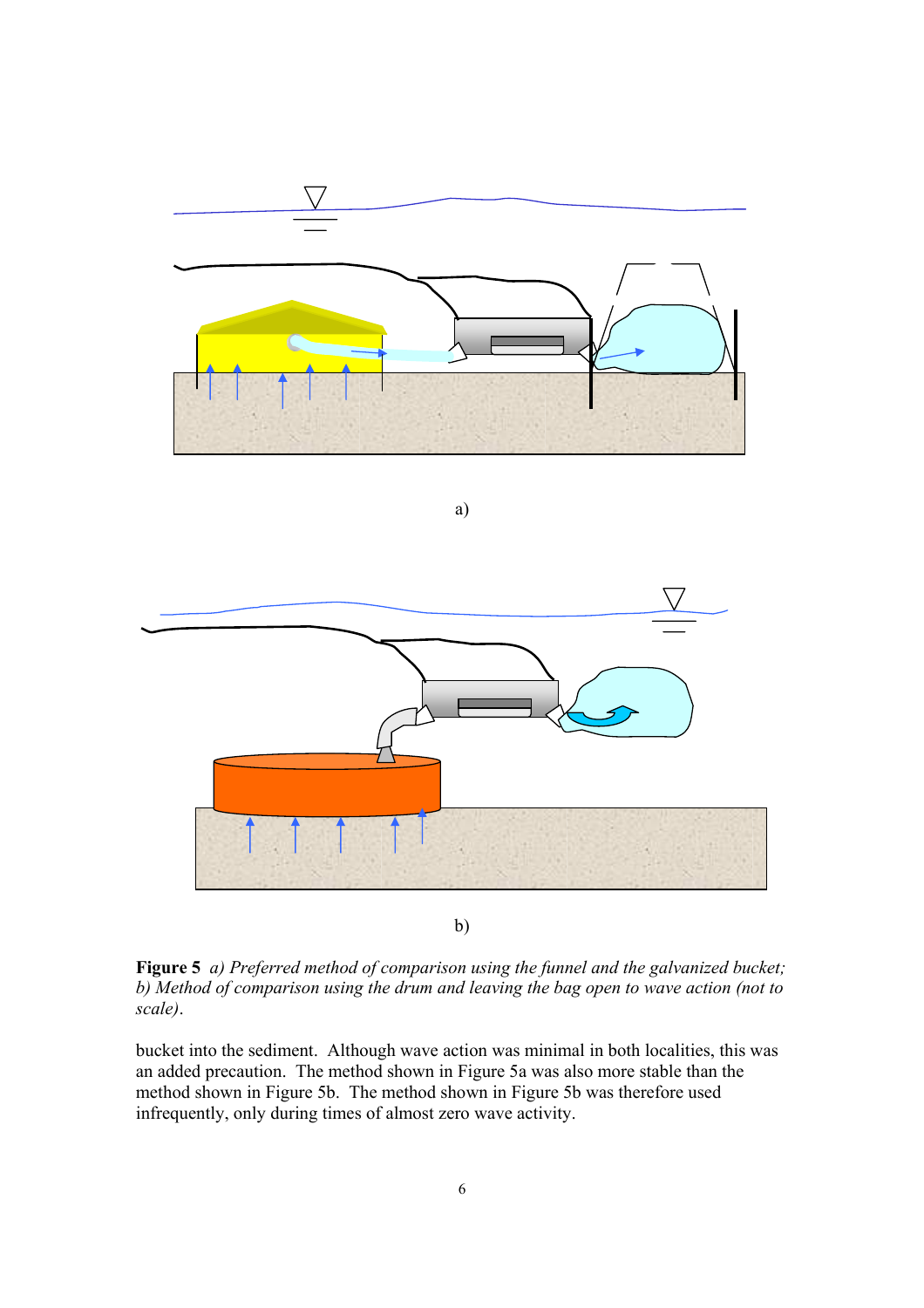a)

b)

**Figure 5** *a) Preferred method of comparison using the funnel and the galvanized bucket; b) Method of comparison using the drum and leaving the bag open to wave action (not to scale).*

bucket into the sediment. Although wave action was minimal in both localities, this was an added precaution. The method shown in Figure 5a was also more stable than the method shown in Figure 5b. The method shown in Figure 5b was therefore used infrequently, only during times of almost zero wave activity.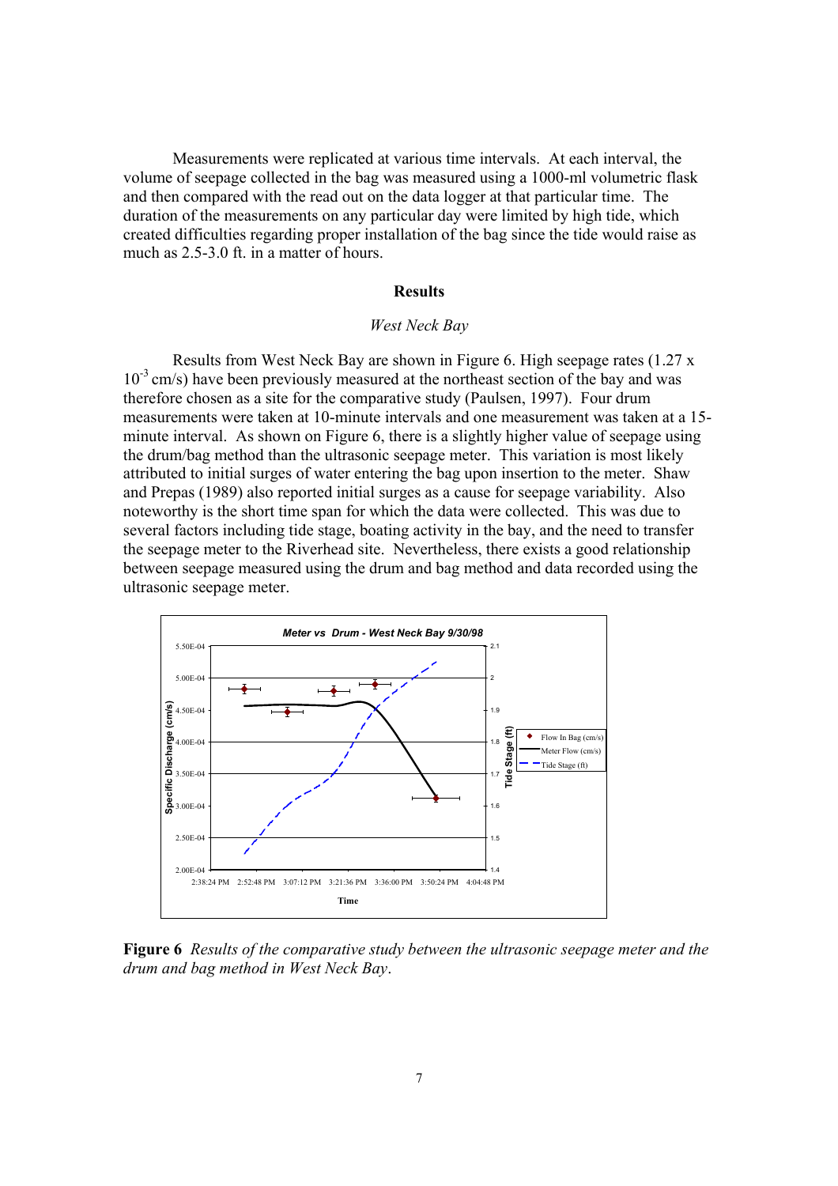Measurements were replicated at various time intervals. At each interval, the volume of seepage collected in the bag was measured using a 1000-ml volumetric flask and then compared with the read out on the data logger at that particular time. The duration of the measurements on any particular day were limited by high tide, which created difficulties regarding proper installation of the bag since the tide would raise as much as 2.5-3.0 ft. in a matter of hours.

## Results

### *West Neck Bay*

Results from West Neck Bay are shown in Figure 6. High seepage rates ($1.27 \times 10^{-3}$ cm/s) have been previously measured at the northeast section of the bay and was therefore chosen as a site for the comparative study (Paulsen, 1997). Four drum measurements were taken at 10-minute intervals and one measurement was taken at a 15-minute interval. As shown on Figure 6, there is a slightly higher value of seepage using the drum/bag method than the ultrasonic seepage meter. This variation is most likely attributed to initial surges of water entering the bag upon insertion to the meter. Shaw and Prepas (1989) also reported initial surges as a cause for seepage variability. Also noteworthy is the short time span for which the data were collected. This was due to several factors including tide stage, boating activity in the bay, and the need to transfer the seepage meter to the Riverhead site. Nevertheless, there exists a good relationship between seepage measured using the drum and bag method and data recorded using the ultrasonic seepage meter.

**Figure 6** *Results of the comparative study between the ultrasonic seepage meter and the drum and bag method in West Neck Bay*.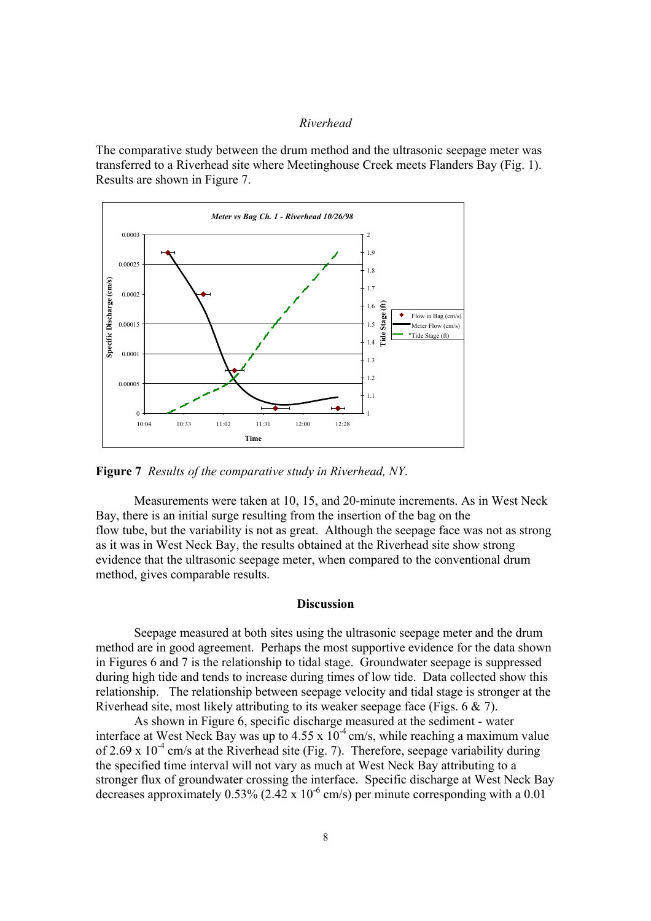### *Riverhead*

The comparative study between the drum method and the ultrasonic seepage meter was transferred to a Riverhead site where Meetinghouse Creek meets Flanders Bay (Fig. 1). Results are shown in Figure 7.

**Figure 7** *Results of the comparative study in Riverhead, NY.*

Measurements were taken at 10, 15, and 20-minute increments. As in West Neck Bay, there is an initial surge resulting from the insertion of the bag on the flow tube, but the variability is not as great. Although the seepage face was not as strong as it was in West Neck Bay, the results obtained at the Riverhead site show strong evidence that the ultrasonic seepage meter, when compared to the conventional drum method, gives comparable results.

## Discussion

Seepage measured at both sites using the ultrasonic seepage meter and the drum method are in good agreement. Perhaps the most supportive evidence for the data shown in Figures 6 and 7 is the relationship to tidal stage. Groundwater seepage is suppressed during high tide and tends to increase during times of low tide. Data collected show this relationship. The relationship between seepage velocity and tidal stage is stronger at the Riverhead site, most likely attributing to its weaker seepage face (Figs. 6 & 7).

As shown in Figure 6, specific discharge measured at the sediment - water interface at West Neck Bay was up to $4.55 \times 10^{-4}$ cm/s, while reaching a maximum value of $2.69 \times 10^{-4}$ cm/s at the Riverhead site (Fig. 7). Therefore, seepage variability during the specified time interval will not vary as much at West Neck Bay attributing to a stronger flux of groundwater crossing the interface. Specific discharge at West Neck Bay decreases approximately 0.53% ($2.42 \times 10^{-6}$ cm/s) per minute corresponding with a 0.01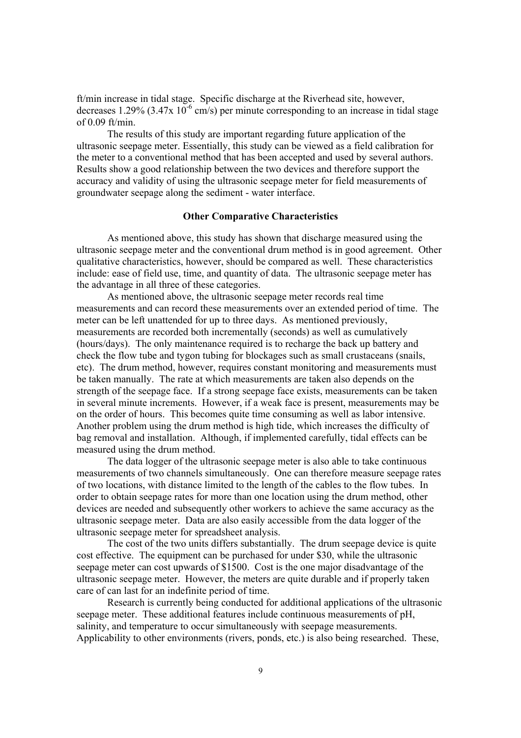ft/min increase in tidal stage. Specific discharge at the Riverhead site, however, decreases 1.29% ($3.47x \, 10^{-6}$ cm/s) per minute corresponding to an increase in tidal stage of 0.09 ft/min.

The results of this study are important regarding future application of the ultrasonic seepage meter. Essentially, this study can be viewed as a field calibration for the meter to a conventional method that has been accepted and used by several authors. Results show a good relationship between the two devices and therefore support the accuracy and validity of using the ultrasonic seepage meter for field measurements of groundwater seepage along the sediment - water interface.

### Other Comparative Characteristics

As mentioned above, this study has shown that discharge measured using the ultrasonic seepage meter and the conventional drum method is in good agreement. Other qualitative characteristics, however, should be compared as well. These characteristics include: ease of field use, time, and quantity of data. The ultrasonic seepage meter has the advantage in all three of these categories.

As mentioned above, the ultrasonic seepage meter records real time measurements and can record these measurements over an extended period of time. The meter can be left unattended for up to three days. As mentioned previously, measurements are recorded both incrementally (seconds) as well as cumulatively (hours/days). The only maintenance required is to recharge the back up battery and check the flow tube and tygon tubing for blockages such as small crustaceans (snails, etc). The drum method, however, requires constant monitoring and measurements must be taken manually. The rate at which measurements are taken also depends on the strength of the seepage face. If a strong seepage face exists, measurements can be taken in several minute increments. However, if a weak face is present, measurements may be on the order of hours. This becomes quite time consuming as well as labor intensive. Another problem using the drum method is high tide, which increases the difficulty of bag removal and installation. Although, if implemented carefully, tidal effects can be measured using the drum method.

The data logger of the ultrasonic seepage meter is also able to take continuous measurements of two channels simultaneously. One can therefore measure seepage rates of two locations, with distance limited to the length of the cables to the flow tubes. In order to obtain seepage rates for more than one location using the drum method, other devices are needed and subsequently other workers to achieve the same accuracy as the ultrasonic seepage meter. Data are also easily accessible from the data logger of the ultrasonic seepage meter for spreadsheet analysis.

The cost of the two units differs substantially. The drum seepage device is quite cost effective. The equipment can be purchased for under \$30, while the ultrasonic seepage meter can cost upwards of \$1500. Cost is the one major disadvantage of the ultrasonic seepage meter. However, the meters are quite durable and if properly taken care of can last for an indefinite period of time.

Research is currently being conducted for additional applications of the ultrasonic seepage meter. These additional features include continuous measurements of pH, salinity, and temperature to occur simultaneously with seepage measurements. Applicability to other environments (rivers, ponds, etc.) is also being researched. These,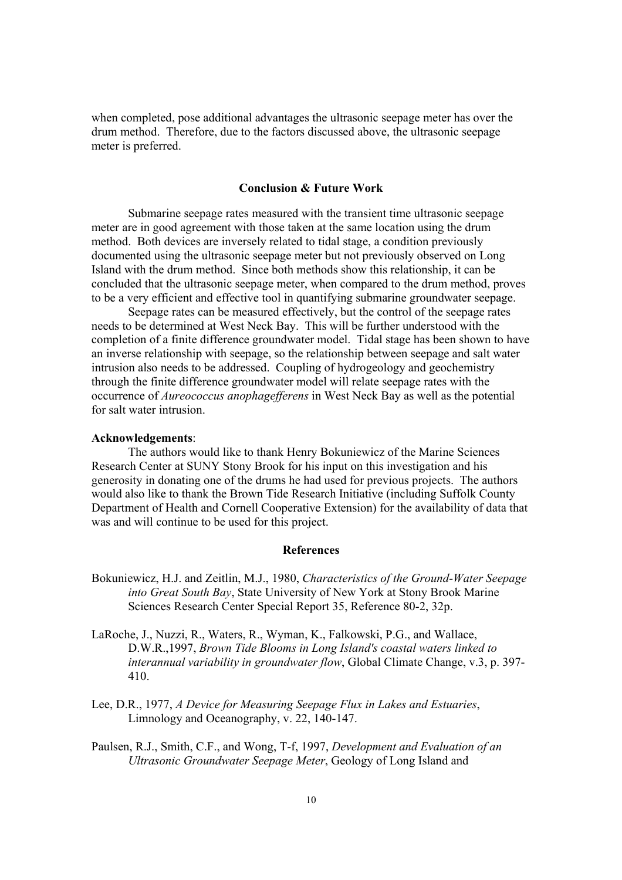when completed, pose additional advantages the ultrasonic seepage meter has over the drum method. Therefore, due to the factors discussed above, the ultrasonic seepage meter is preferred.

## Conclusion & Future Work

Submarine seepage rates measured with the transient time ultrasonic seepage meter are in good agreement with those taken at the same location using the drum method. Both devices are inversely related to tidal stage, a condition previously documented using the ultrasonic seepage meter but not previously observed on Long Island with the drum method. Since both methods show this relationship, it can be concluded that the ultrasonic seepage meter, when compared to the drum method, proves to be a very efficient and effective tool in quantifying submarine groundwater seepage.

Seepage rates can be measured effectively, but the control of the seepage rates needs to be determined at West Neck Bay. This will be further understood with the completion of a finite difference groundwater model. Tidal stage has been shown to have an inverse relationship with seepage, so the relationship between seepage and salt water intrusion also needs to be addressed. Coupling of hydrogeology and geochemistry through the finite difference groundwater model will relate seepage rates with the occurrence of *Aureococcus anophagefferens* in West Neck Bay as well as the potential for salt water intrusion.

**Acknowledgements**:

The authors would like to thank Henry Bokuniewicz of the Marine Sciences Research Center at SUNY Stony Brook for his input on this investigation and his generosity in donating one of the drums he had used for previous projects. The authors would also like to thank the Brown Tide Research Initiative (including Suffolk County Department of Health and Cornell Cooperative Extension) for the availability of data that was and will continue to be used for this project.

## References

Bokuniewicz, H.J. and Zeitlin, M.J., 1980, *Characteristics of the Ground-Water Seepage into Great South Bay*, State University of New York at Stony Brook Marine Sciences Research Center Special Report 35, Reference 80-2, 32p.

LaRoche, J., Nuzzi, R., Waters, R., Wyman, K., Falkowski, P.G., and Wallace, D.W.R.,1997, *Brown Tide Blooms in Long Island's coastal waters linked to interannual variability in groundwater flow*, Global Climate Change, v.3, p. 397-410.

Lee, D.R., 1977, *A Device for Measuring Seepage Flux in Lakes and Estuaries*, Limnology and Oceanography, v. 22, 140-147.

Paulsen, R.J., Smith, C.F., and Wong, T-f, 1997, *Development and Evaluation of an Ultrasonic Groundwater Seepage Meter*, Geology of Long Island and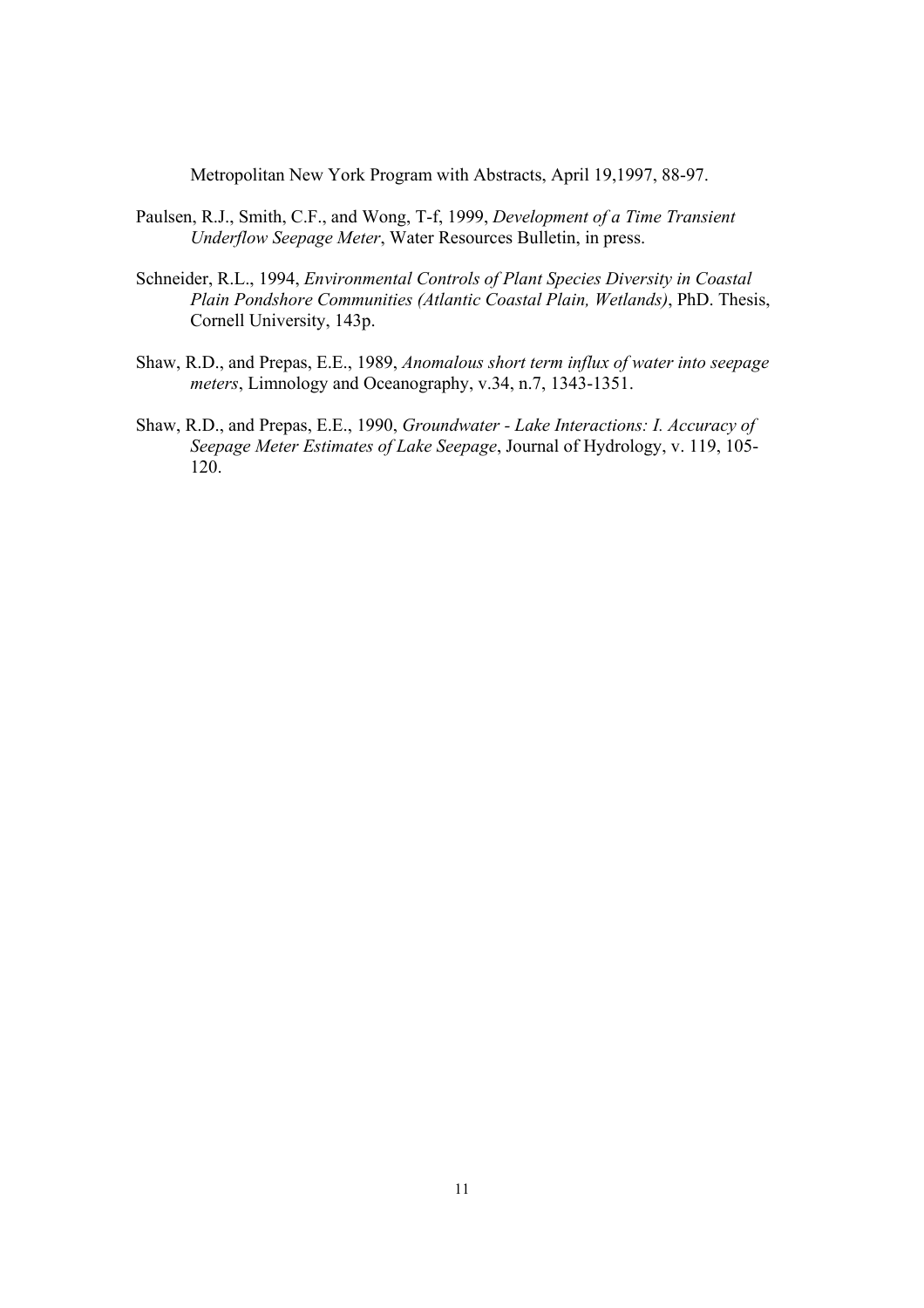Metropolitan New York Program with Abstracts, April 19,1997, 88-97.

Paulsen, R.J., Smith, C.F., and Wong, T-f, 1999, *Development of a Time Transient Underflow Seepage Meter*, Water Resources Bulletin, in press.

Schneider, R.L., 1994, *Environmental Controls of Plant Species Diversity in Coastal Plain Pondshore Communities (Atlantic Coastal Plain, Wetlands)*, PhD. Thesis, Cornell University, 143p.

Shaw, R.D., and Prepas, E.E., 1989, *Anomalous short term influx of water into seepage meters*, Limnology and Oceanography, v.34, n.7, 1343-1351.

Shaw, R.D., and Prepas, E.E., 1990, *Groundwater - Lake Interactions: I. Accuracy of Seepage Meter Estimates of Lake Seepage*, Journal of Hydrology, v. 119, 105-120.